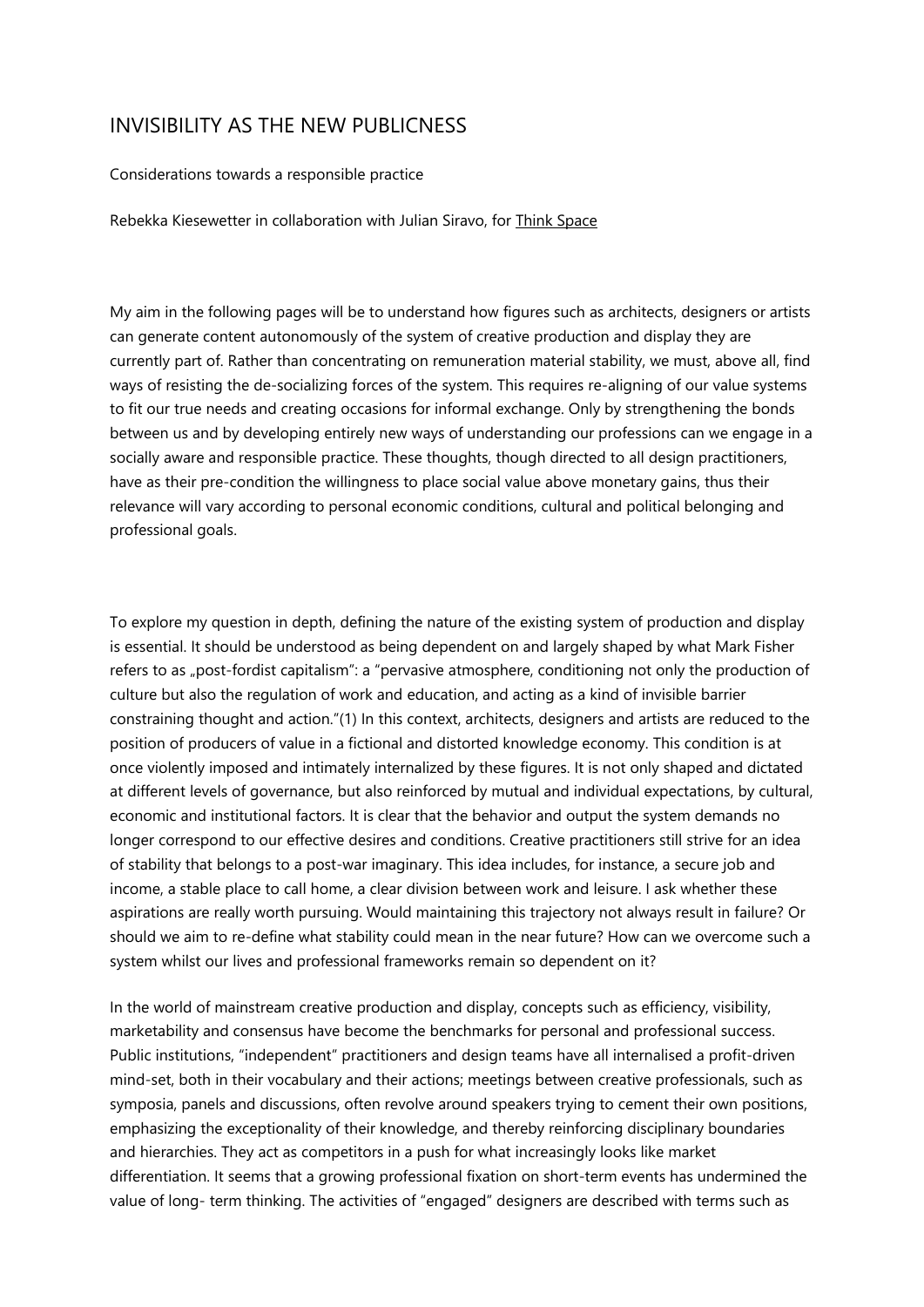# INVISIBILITY AS THE NEW PUBLICNESS

Considerations towards a responsible practice

Rebekka Kiesewetter in collaboration with Julian Siravo, for Think Space

My aim in the following pages will be to understand how figures such as architects, designers or artists can generate content autonomously of the system of creative production and display they are currently part of. Rather than concentrating on remuneration material stability, we must, above all, find ways of resisting the de-socializing forces of the system. This requires re-aligning of our value systems to fit our true needs and creating occasions for informal exchange. Only by strengthening the bonds between us and by developing entirely new ways of understanding our professions can we engage in a socially aware and responsible practice. These thoughts, though directed to all design practitioners, have as their pre-condition the willingness to place social value above monetary gains, thus their relevance will vary according to personal economic conditions, cultural and political belonging and professional goals.

To explore my question in depth, defining the nature of the existing system of production and display is essential. It should be understood as being dependent on and largely shaped by what Mark Fisher refers to as „post-fordist capitalism": a "pervasive atmosphere, conditioning not only the production of culture but also the regulation of work and education, and acting as a kind of invisible barrier constraining thought and action."(1) In this context, architects, designers and artists are reduced to the position of producers of value in a fictional and distorted knowledge economy. This condition is at once violently imposed and intimately internalized by these figures. It is not only shaped and dictated at different levels of governance, but also reinforced by mutual and individual expectations, by cultural, economic and institutional factors. It is clear that the behavior and output the system demands no longer correspond to our effective desires and conditions. Creative practitioners still strive for an idea of stability that belongs to a post-war imaginary. This idea includes, for instance, a secure job and income, a stable place to call home, a clear division between work and leisure. I ask whether these aspirations are really worth pursuing. Would maintaining this trajectory not always result in failure? Or should we aim to re-define what stability could mean in the near future? How can we overcome such a system whilst our lives and professional frameworks remain so dependent on it?

In the world of mainstream creative production and display, concepts such as efficiency, visibility, marketability and consensus have become the benchmarks for personal and professional success. Public institutions, "independent" practitioners and design teams have all internalised a profit-driven mind-set, both in their vocabulary and their actions; meetings between creative professionals, such as symposia, panels and discussions, often revolve around speakers trying to cement their own positions, emphasizing the exceptionality of their knowledge, and thereby reinforcing disciplinary boundaries and hierarchies. They act as competitors in a push for what increasingly looks like market differentiation. It seems that a growing professional fixation on short-term events has undermined the value of long- term thinking. The activities of "engaged" designers are described with terms such as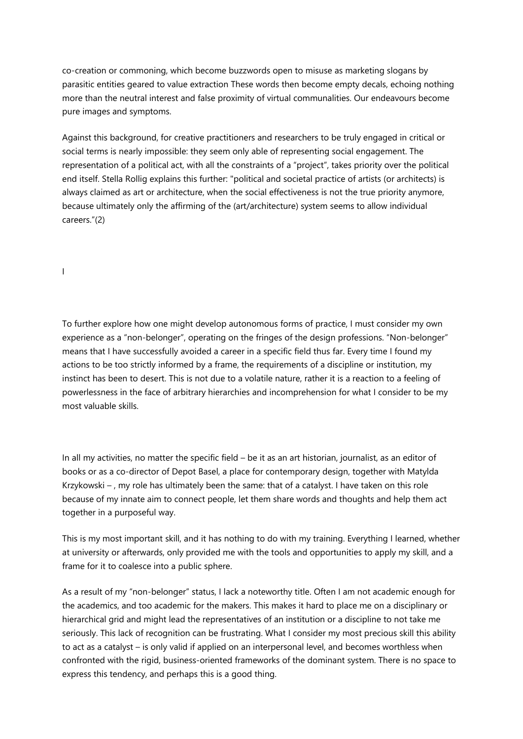co-creation or commoning, which become buzzwords open to misuse as marketing slogans by parasitic entities geared to value extraction These words then become empty decals, echoing nothing more than the neutral interest and false proximity of virtual communalities. Our endeavours become pure images and symptoms.

Against this background, for creative practitioners and researchers to be truly engaged in critical or social terms is nearly impossible: they seem only able of representing social engagement. The representation of a political act, with all the constraints of a "project", takes priority over the political end itself. Stella Rollig explains this further: "political and societal practice of artists (or architects) is always claimed as art or architecture, when the social effectiveness is not the true priority anymore, because ultimately only the affirming of the (art/architecture) system seems to allow individual careers."(2)

I

To further explore how one might develop autonomous forms of practice, I must consider my own experience as a "non-belonger", operating on the fringes of the design professions. "Non-belonger" means that I have successfully avoided a career in a specific field thus far. Every time I found my actions to be too strictly informed by a frame, the requirements of a discipline or institution, my instinct has been to desert. This is not due to a volatile nature, rather it is a reaction to a feeling of powerlessness in the face of arbitrary hierarchies and incomprehension for what I consider to be my most valuable skills.

In all my activities, no matter the specific field – be it as an art historian, journalist, as an editor of books or as a co-director of Depot Basel, a place for contemporary design, together with Matylda Krzykowski – , my role has ultimately been the same: that of a catalyst. I have taken on this role because of my innate aim to connect people, let them share words and thoughts and help them act together in a purposeful way.

This is my most important skill, and it has nothing to do with my training. Everything I learned, whether at university or afterwards, only provided me with the tools and opportunities to apply my skill, and a frame for it to coalesce into a public sphere.

As a result of my "non-belonger" status, I lack a noteworthy title. Often I am not academic enough for the academics, and too academic for the makers. This makes it hard to place me on a disciplinary or hierarchical grid and might lead the representatives of an institution or a discipline to not take me seriously. This lack of recognition can be frustrating. What I consider my most precious skill this ability to act as a catalyst – is only valid if applied on an interpersonal level, and becomes worthless when confronted with the rigid, business-oriented frameworks of the dominant system. There is no space to express this tendency, and perhaps this is a good thing.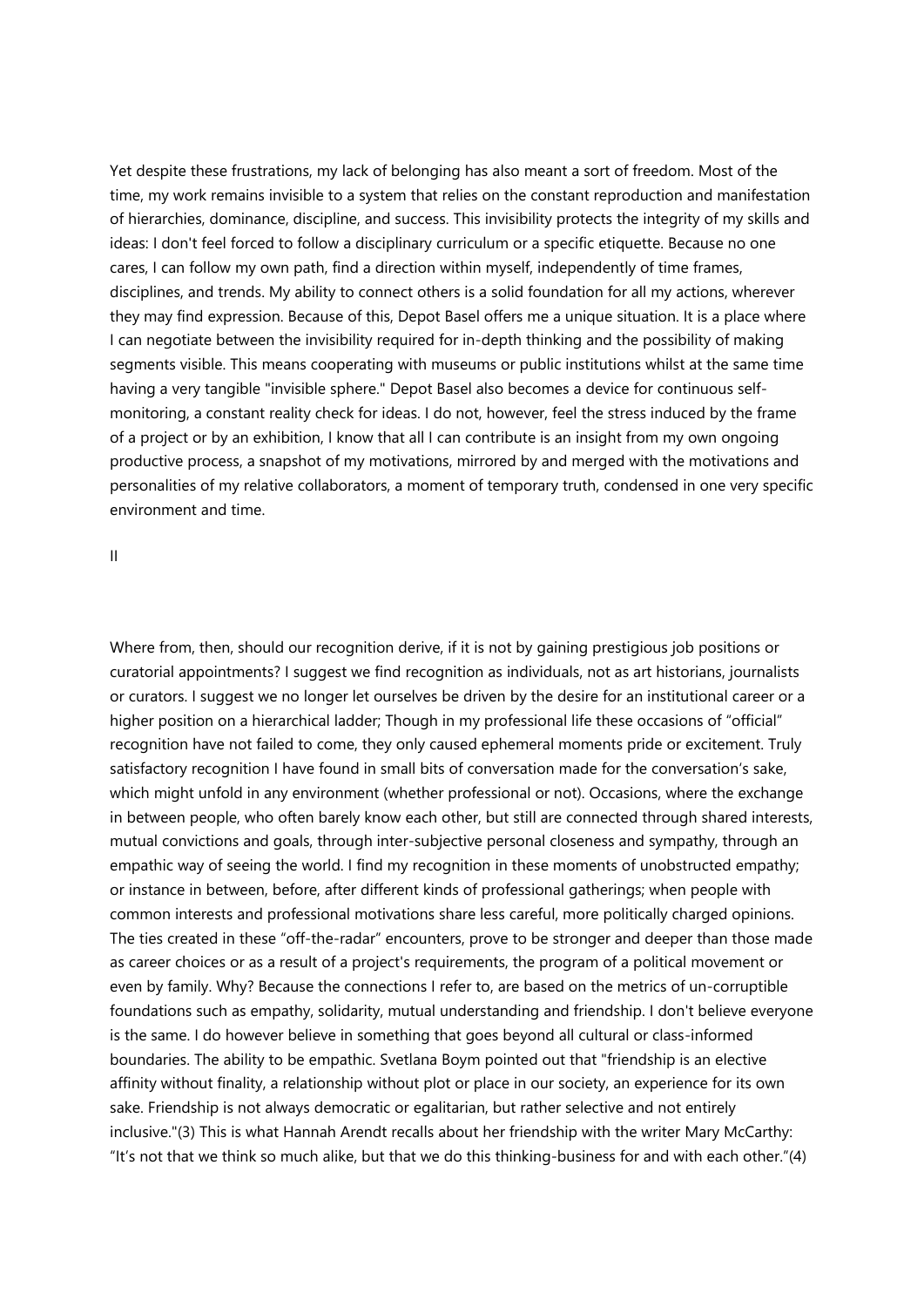Yet despite these frustrations, my lack of belonging has also meant a sort of freedom. Most of the time, my work remains invisible to a system that relies on the constant reproduction and manifestation of hierarchies, dominance, discipline, and success. This invisibility protects the integrity of my skills and ideas: I don't feel forced to follow a disciplinary curriculum or a specific etiquette. Because no one cares, I can follow my own path, find a direction within myself, independently of time frames, disciplines, and trends. My ability to connect others is a solid foundation for all my actions, wherever they may find expression. Because of this, Depot Basel offers me a unique situation. It is a place where I can negotiate between the invisibility required for in-depth thinking and the possibility of making segments visible. This means cooperating with museums or public institutions whilst at the same time having a very tangible "invisible sphere." Depot Basel also becomes a device for continuous self-monitoring, a constant reality check for ideas. I do not, however, feel the stress induced by the frame of a project or by an exhibition, I know that all I can contribute is an insight from my own ongoing productive process, a snapshot of my motivations, mirrored by and merged with the motivations and personalities of my relative collaborators, a moment of temporary truth, condensed in one very specific environment and time.

## II

Where from, then, should our recognition derive, if it is not by gaining prestigious job positions or curatorial appointments? I suggest we find recognition as individuals, not as art historians, journalists or curators. I suggest we no longer let ourselves be driven by the desire for an institutional career or a higher position on a hierarchical ladder; Though in my professional life these occasions of "official" recognition have not failed to come, they only caused ephemeral moments pride or excitement. Truly satisfactory recognition I have found in small bits of conversation made for the conversation's sake, which might unfold in any environment (whether professional or not). Occasions, where the exchange in between people, who often barely know each other, but still are connected through shared interests, mutual convictions and goals, through inter-subjective personal closeness and sympathy, through an empathic way of seeing the world. I find my recognition in these moments of unobstructed empathy; or instance in between, before, after different kinds of professional gatherings; when people with common interests and professional motivations share less careful, more politically charged opinions. The ties created in these "off-the-radar" encounters, prove to be stronger and deeper than those made as career choices or as a result of a project's requirements, the program of a political movement or even by family. Why? Because the connections I refer to, are based on the metrics of un-corruptible foundations such as empathy, solidarity, mutual understanding and friendship. I don't believe everyone is the same. I do however believe in something that goes beyond all cultural or class-informed boundaries. The ability to be empathic. Svetlana Boym pointed out that "friendship is an elective affinity without finality, a relationship without plot or place in our society, an experience for its own sake. Friendship is not always democratic or egalitarian, but rather selective and not entirely inclusive."(3) This is what Hannah Arendt recalls about her friendship with the writer Mary McCarthy: "It's not that we think so much alike, but that we do this thinking-business for and with each other."(4)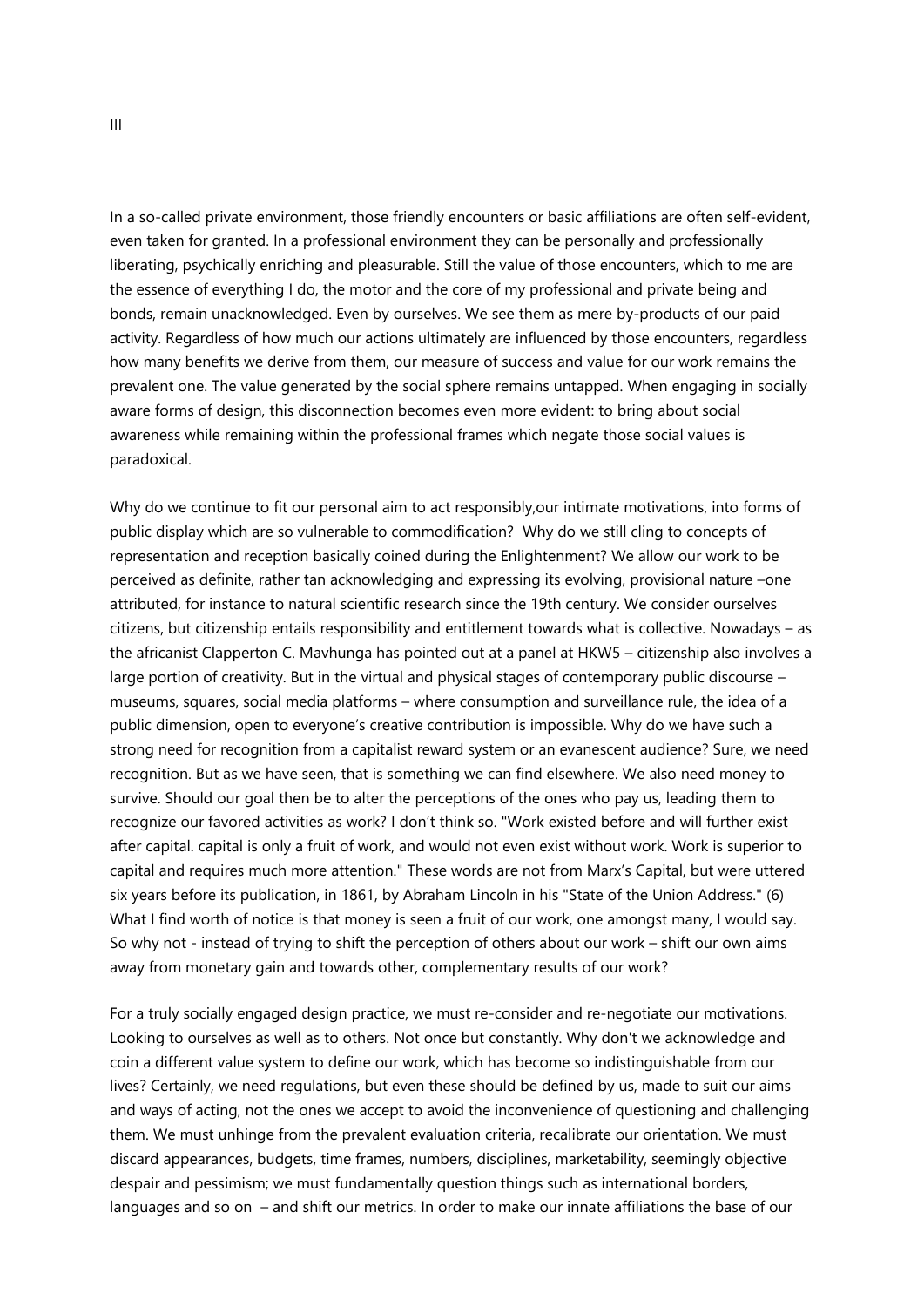III

In a so-called private environment, those friendly encounters or basic affiliations are often self-evident, even taken for granted. In a professional environment they can be personally and professionally liberating, psychically enriching and pleasurable. Still the value of those encounters, which to me are the essence of everything I do, the motor and the core of my professional and private being and bonds, remain unacknowledged. Even by ourselves. We see them as mere by-products of our paid activity. Regardless of how much our actions ultimately are influenced by those encounters, regardless how many benefits we derive from them, our measure of success and value for our work remains the prevalent one. The value generated by the social sphere remains untapped. When engaging in socially aware forms of design, this disconnection becomes even more evident: to bring about social awareness while remaining within the professional frames which negate those social values is paradoxical.

Why do we continue to fit our personal aim to act responsibly,our intimate motivations, into forms of public display which are so vulnerable to commodification? Why do we still cling to concepts of representation and reception basically coined during the Enlightenment? We allow our work to be perceived as definite, rather tan acknowledging and expressing its evolving, provisional nature –one attributed, for instance to natural scientific research since the 19th century. We consider ourselves citizens, but citizenship entails responsibility and entitlement towards what is collective. Nowadays – as the africanist Clapperton C. Mavhunga has pointed out at a panel at HKW5 – citizenship also involves a large portion of creativity. But in the virtual and physical stages of contemporary public discourse – museums, squares, social media platforms – where consumption and surveillance rule, the idea of a public dimension, open to everyone's creative contribution is impossible. Why do we have such a strong need for recognition from a capitalist reward system or an evanescent audience? Sure, we need recognition. But as we have seen, that is something we can find elsewhere. We also need money to survive. Should our goal then be to alter the perceptions of the ones who pay us, leading them to recognize our favored activities as work? I don't think so. "Work existed before and will further exist after capital. capital is only a fruit of work, and would not even exist without work. Work is superior to capital and requires much more attention." These words are not from Marx's Capital, but were uttered six years before its publication, in 1861, by Abraham Lincoln in his "State of the Union Address." (6) What I find worth of notice is that money is seen a fruit of our work, one amongst many, I would say. So why not - instead of trying to shift the perception of others about our work – shift our own aims away from monetary gain and towards other, complementary results of our work?

For a truly socially engaged design practice, we must re-consider and re-negotiate our motivations. Looking to ourselves as well as to others. Not once but constantly. Why don't we acknowledge and coin a different value system to define our work, which has become so indistinguishable from our lives? Certainly, we need regulations, but even these should be defined by us, made to suit our aims and ways of acting, not the ones we accept to avoid the inconvenience of questioning and challenging them. We must unhinge from the prevalent evaluation criteria, recalibrate our orientation. We must discard appearances, budgets, time frames, numbers, disciplines, marketability, seemingly objective despair and pessimism; we must fundamentally question things such as international borders, languages and so on – and shift our metrics. In order to make our innate affiliations the base of our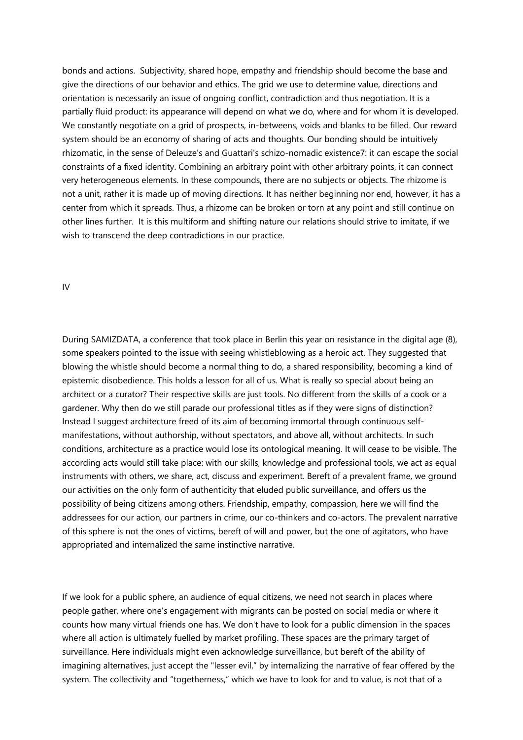bonds and actions. Subjectivity, shared hope, empathy and friendship should become the base and give the directions of our behavior and ethics. The grid we use to determine value, directions and orientation is necessarily an issue of ongoing conflict, contradiction and thus negotiation. It is a partially fluid product: its appearance will depend on what we do, where and for whom it is developed. We constantly negotiate on a grid of prospects, in-betweens, voids and blanks to be filled. Our reward system should be an economy of sharing of acts and thoughts. Our bonding should be intuitively rhizomatic, in the sense of Deleuze's and Guattari's schizo-nomadic existence[7]: it can escape the social constraints of a fixed identity. Combining an arbitrary point with other arbitrary points, it can connect very heterogeneous elements. In these compounds, there are no subjects or objects. The rhizome is not a unit, rather it is made up of moving directions. It has neither beginning nor end, however, it has a center from which it spreads. Thus, a rhizome can be broken or torn at any point and still continue on other lines further. It is this multiform and shifting nature our relations should strive to imitate, if we wish to transcend the deep contradictions in our practice.

## IV

During SAMIZDATA, a conference that took place in Berlin this year on resistance in the digital age (8), some speakers pointed to the issue with seeing whistleblowing as a heroic act. They suggested that blowing the whistle should become a normal thing to do, a shared responsibility, becoming a kind of epistemic disobedience. This holds a lesson for all of us. What is really so special about being an architect or a curator? Their respective skills are just tools. No different from the skills of a cook or a gardener. Why then do we still parade our professional titles as if they were signs of distinction? Instead I suggest architecture freed of its aim of becoming immortal through continuous self-manifestations, without authorship, without spectators, and above all, without architects. In such conditions, architecture as a practice would lose its ontological meaning. It will cease to be visible. The according acts would still take place: with our skills, knowledge and professional tools, we act as equal instruments with others, we share, act, discuss and experiment. Bereft of a prevalent frame, we ground our activities on the only form of authenticity that eluded public surveillance, and offers us the possibility of being citizens among others. Friendship, empathy, compassion, here we will find the addressees for our action, our partners in crime, our co-thinkers and co-actors. The prevalent narrative of this sphere is not the ones of victims, bereft of will and power, but the one of agitators, who have appropriated and internalized the same instinctive narrative.

If we look for a public sphere, an audience of equal citizens, we need not search in places where people gather, where one's engagement with migrants can be posted on social media or where it counts how many virtual friends one has. We don't have to look for a public dimension in the spaces where all action is ultimately fuelled by market profiling. These spaces are the primary target of surveillance. Here individuals might even acknowledge surveillance, but bereft of the ability of imagining alternatives, just accept the "lesser evil," by internalizing the narrative of fear offered by the system. The collectivity and "togetherness," which we have to look for and to value, is not that of a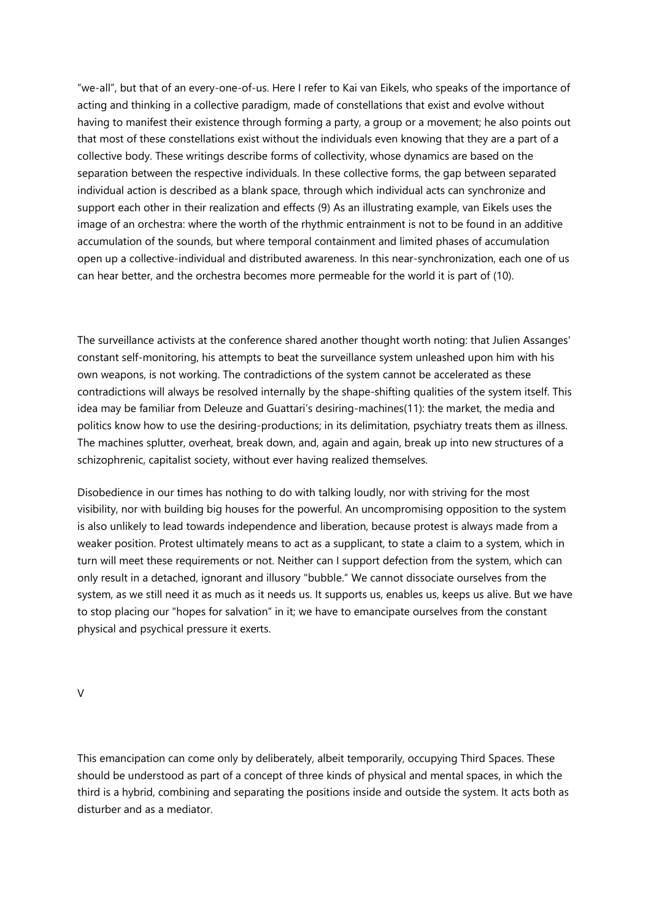“we-all”, but that of an every-one-of-us. Here I refer to Kai van Eikels, who speaks of the importance of acting and thinking in a collective paradigm, made of constellations that exist and evolve without having to manifest their existence through forming a party, a group or a movement; he also points out that most of these constellations exist without the individuals even knowing that they are a part of a collective body. These writings describe forms of collectivity, whose dynamics are based on the separation between the respective individuals. In these collective forms, the gap between separated individual action is described as a blank space, through which individual acts can synchronize and support each other in their realization and effects (9) As an illustrating example, van Eikels uses the image of an orchestra: where the worth of the rhythmic entrainment is not to be found in an additive accumulation of the sounds, but where temporal containment and limited phases of accumulation open up a collective-individual and distributed awareness. In this near-synchronization, each one of us can hear better, and the orchestra becomes more permeable for the world it is part of (10).

The surveillance activists at the conference shared another thought worth noting: that Julien Assanges' constant self-monitoring, his attempts to beat the surveillance system unleashed upon him with his own weapons, is not working. The contradictions of the system cannot be accelerated as these contradictions will always be resolved internally by the shape-shifting qualities of the system itself. This idea may be familiar from Deleuze and Guattari’s desiring-machines(11): the market, the media and politics know how to use the desiring-productions; in its delimitation, psychiatry treats them as illness. The machines splutter, overheat, break down, and, again and again, break up into new structures of a schizophrenic, capitalist society, without ever having realized themselves.

Disobedience in our times has nothing to do with talking loudly, nor with striving for the most visibility, nor with building big houses for the powerful. An uncompromising opposition to the system is also unlikely to lead towards independence and liberation, because protest is always made from a weaker position. Protest ultimately means to act as a supplicant, to state a claim to a system, which in turn will meet these requirements or not. Neither can I support defection from the system, which can only result in a detached, ignorant and illusory "bubble.“ We cannot dissociate ourselves from the system, as we still need it as much as it needs us. It supports us, enables us, keeps us alive. But we have to stop placing our "hopes for salvation“ in it; we have to emancipate ourselves from the constant physical and psychical pressure it exerts.

## V

This emancipation can come only by deliberately, albeit temporarily, occupying Third Spaces. These should be understood as part of a concept of three kinds of physical and mental spaces, in which the third is a hybrid, combining and separating the positions inside and outside the system. It acts both as disturber and as a mediator.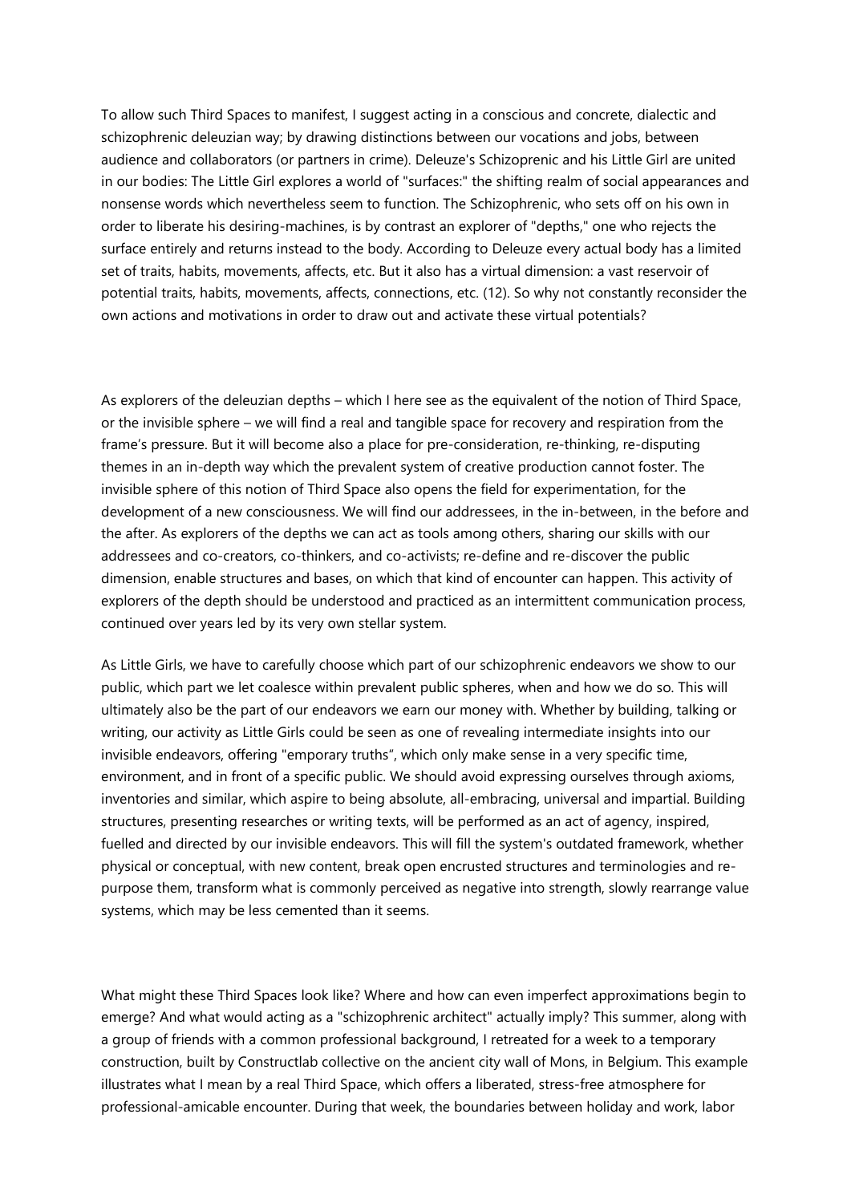To allow such Third Spaces to manifest, I suggest acting in a conscious and concrete, dialectic and schizophrenic deleuzian way; by drawing distinctions between our vocations and jobs, between audience and collaborators (or partners in crime). Deleuze's Schizoprenic and his Little Girl are united in our bodies: The Little Girl explores a world of "surfaces:" the shifting realm of social appearances and nonsense words which nevertheless seem to function. The Schizophrenic, who sets off on his own in order to liberate his desiring-machines, is by contrast an explorer of "depths," one who rejects the surface entirely and returns instead to the body. According to Deleuze every actual body has a limited set of traits, habits, movements, affects, etc. But it also has a virtual dimension: a vast reservoir of potential traits, habits, movements, affects, connections, etc. (12). So why not constantly reconsider the own actions and motivations in order to draw out and activate these virtual potentials?

As explorers of the deleuzian depths – which I here see as the equivalent of the notion of Third Space, or the invisible sphere – we will find a real and tangible space for recovery and respiration from the frame's pressure. But it will become also a place for pre-consideration, re-thinking, re-disputing themes in an in-depth way which the prevalent system of creative production cannot foster. The invisible sphere of this notion of Third Space also opens the field for experimentation, for the development of a new consciousness. We will find our addressees, in the in-between, in the before and the after. As explorers of the depths we can act as tools among others, sharing our skills with our addressees and co-creators, co-thinkers, and co-activists; re-define and re-discover the public dimension, enable structures and bases, on which that kind of encounter can happen. This activity of explorers of the depth should be understood and practiced as an intermittent communication process, continued over years led by its very own stellar system.

As Little Girls, we have to carefully choose which part of our schizophrenic endeavors we show to our public, which part we let coalesce within prevalent public spheres, when and how we do so. This will ultimately also be the part of our endeavors we earn our money with. Whether by building, talking or writing, our activity as Little Girls could be seen as one of revealing intermediate insights into our invisible endeavors, offering "emporary truths", which only make sense in a very specific time, environment, and in front of a specific public. We should avoid expressing ourselves through axioms, inventories and similar, which aspire to being absolute, all-embracing, universal and impartial. Building structures, presenting researches or writing texts, will be performed as an act of agency, inspired, fuelled and directed by our invisible endeavors. This will fill the system's outdated framework, whether physical or conceptual, with new content, break open encrusted structures and terminologies and re-purpose them, transform what is commonly perceived as negative into strength, slowly rearrange value systems, which may be less cemented than it seems.

What might these Third Spaces look like? Where and how can even imperfect approximations begin to emerge? And what would acting as a "schizophrenic architect" actually imply? This summer, along with a group of friends with a common professional background, I retreated for a week to a temporary construction, built by Constructlab collective on the ancient city wall of Mons, in Belgium. This example illustrates what I mean by a real Third Space, which offers a liberated, stress-free atmosphere for professional-amicable encounter. During that week, the boundaries between holiday and work, labor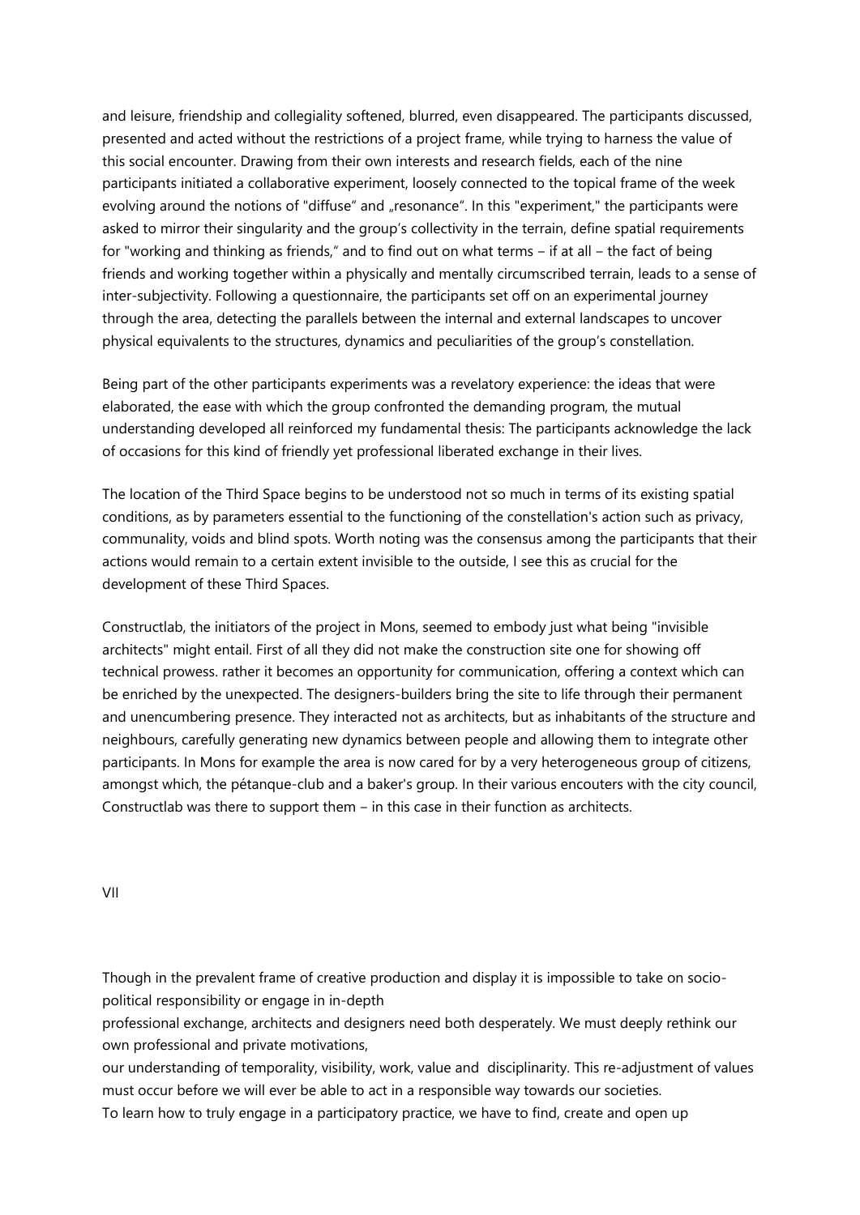and leisure, friendship and collegiality softened, blurred, even disappeared. The participants discussed, presented and acted without the restrictions of a project frame, while trying to harness the value of this social encounter. Drawing from their own interests and research fields, each of the nine participants initiated a collaborative experiment, loosely connected to the topical frame of the week evolving around the notions of "diffuse" and „resonance". In this "experiment," the participants were asked to mirror their singularity and the group's collectivity in the terrain, define spatial requirements for "working and thinking as friends," and to find out on what terms – if at all – the fact of being friends and working together within a physically and mentally circumscribed terrain, leads to a sense of inter-subjectivity. Following a questionnaire, the participants set off on an experimental journey through the area, detecting the parallels between the internal and external landscapes to uncover physical equivalents to the structures, dynamics and peculiarities of the group's constellation.

Being part of the other participants experiments was a revelatory experience: the ideas that were elaborated, the ease with which the group confronted the demanding program, the mutual understanding developed all reinforced my fundamental thesis: The participants acknowledge the lack of occasions for this kind of friendly yet professional liberated exchange in their lives.

The location of the Third Space begins to be understood not so much in terms of its existing spatial conditions, as by parameters essential to the functioning of the constellation's action such as privacy, communality, voids and blind spots. Worth noting was the consensus among the participants that their actions would remain to a certain extent invisible to the outside, I see this as crucial for the development of these Third Spaces.

Constructlab, the initiators of the project in Mons, seemed to embody just what being "invisible architects" might entail. First of all they did not make the construction site one for showing off technical prowess. rather it becomes an opportunity for communication, offering a context which can be enriched by the unexpected. The designers-builders bring the site to life through their permanent and unencumbering presence. They interacted not as architects, but as inhabitants of the structure and neighbours, carefully generating new dynamics between people and allowing them to integrate other participants. In Mons for example the area is now cared for by a very heterogeneous group of citizens, amongst which, the pétanque-club and a baker's group. In their various encouters with the city council, Constructlab was there to support them – in this case in their function as architects.

## VII

Though in the prevalent frame of creative production and display it is impossible to take on socio-political responsibility or engage in in-depth professional exchange, architects and designers need both desperately. We must deeply rethink our own professional and private motivations, our understanding of temporality, visibility, work, value and disciplinarity. This re-adjustment of values must occur before we will ever be able to act in a responsible way towards our societies.
To learn how to truly engage in a participatory practice, we have to find, create and open up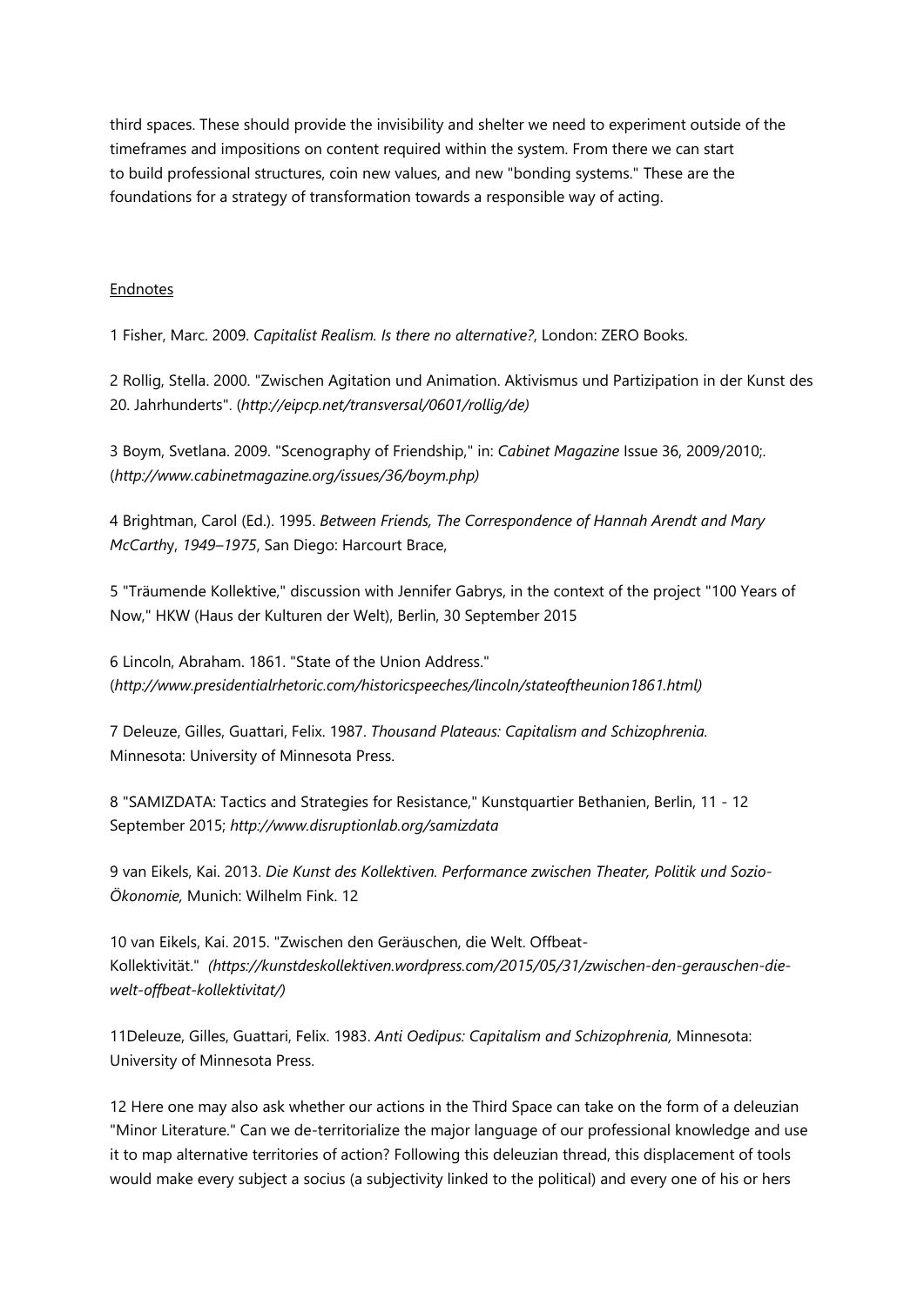third spaces. These should provide the invisibility and shelter we need to experiment outside of the timeframes and impositions on content required within the system. From there we can start to build professional structures, coin new values, and new "bonding systems." These are the foundations for a strategy of transformation towards a responsible way of acting.

## Endnotes

1 Fisher, Marc. 2009. *Capitalist Realism. Is there no alternative?*, London: ZERO Books.

2 Rollig, Stella. 2000. "Zwischen Agitation und Animation. Aktivismus und Partizipation in der Kunst des 20. Jahrhunderts". (*http://eipcp.net/transversal/0601/rollig/de)*

3 Boym, Svetlana. 2009. "Scenography of Friendship," in: *Cabinet Magazine* Issue 36, 2009/2010;. (*http://www.cabinetmagazine.org/issues/36/boym.php)*

4 Brightman, Carol (Ed.). 1995. *Between Friends, The Correspondence of Hannah Arendt and Mary McCarthy*, *1949–1975*, San Diego: Harcourt Brace,

5 "Träumende Kollektive," discussion with Jennifer Gabrys, in the context of the project "100 Years of Now," HKW (Haus der Kulturen der Welt), Berlin, 30 September 2015

6 Lincoln, Abraham. 1861. "State of the Union Address." (*http://www.presidentialrhetoric.com/historicspeeches/lincoln/stateoftheunion1861.html)*

7 Deleuze, Gilles, Guattari, Felix. 1987. *Thousand Plateaus: Capitalism and Schizophrenia.* Minnesota: University of Minnesota Press.

8 "SAMIZDATA: Tactics and Strategies for Resistance," Kunstquartier Bethanien, Berlin, 11 - 12 September 2015; *http://www.disruptionlab.org/samizdata*

9 van Eikels, Kai. 2013. *Die Kunst des Kollektiven. Performance zwischen Theater, Politik und Sozio-Ökonomie,* Munich: Wilhelm Fink. 12

10 van Eikels, Kai. 2015. "Zwischen den Geräuschen, die Welt. Offbeat-Kollektivität." *(https://kunstdeskollektiven.wordpress.com/2015/05/31/zwischen-den-gerauschen-die-welt-offbeat-kollektivitat/)*

11Deleuze, Gilles, Guattari, Felix. 1983. *Anti Oedipus: Capitalism and Schizophrenia,* Minnesota: University of Minnesota Press.

12 Here one may also ask whether our actions in the Third Space can take on the form of a deleuzian "Minor Literature." Can we de-territorialize the major language of our professional knowledge and use it to map alternative territories of action? Following this deleuzian thread, this displacement of tools would make every subject a socius (a subjectivity linked to the political) and every one of his or hers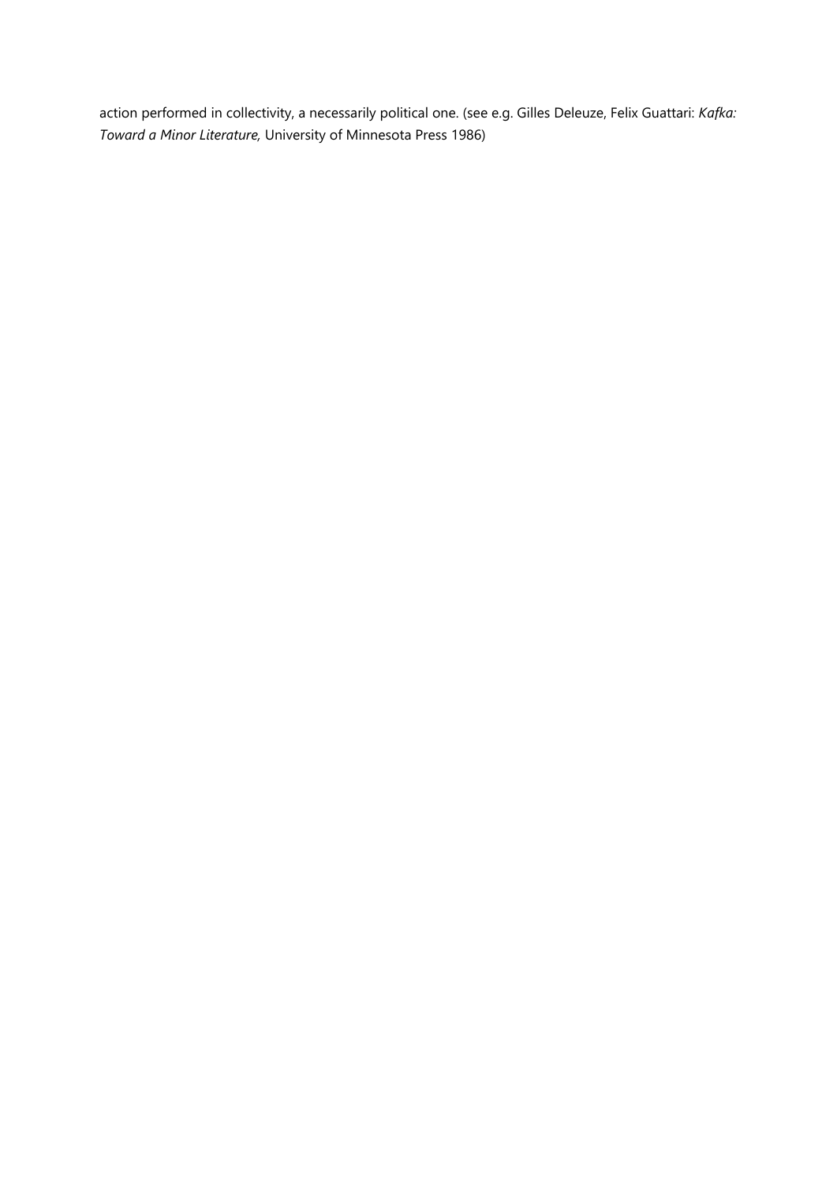action performed in collectivity, a necessarily political one. (see e.g. Gilles Deleuze, Felix Guattari: *Kafka: Toward a Minor Literature,* University of Minnesota Press 1986)